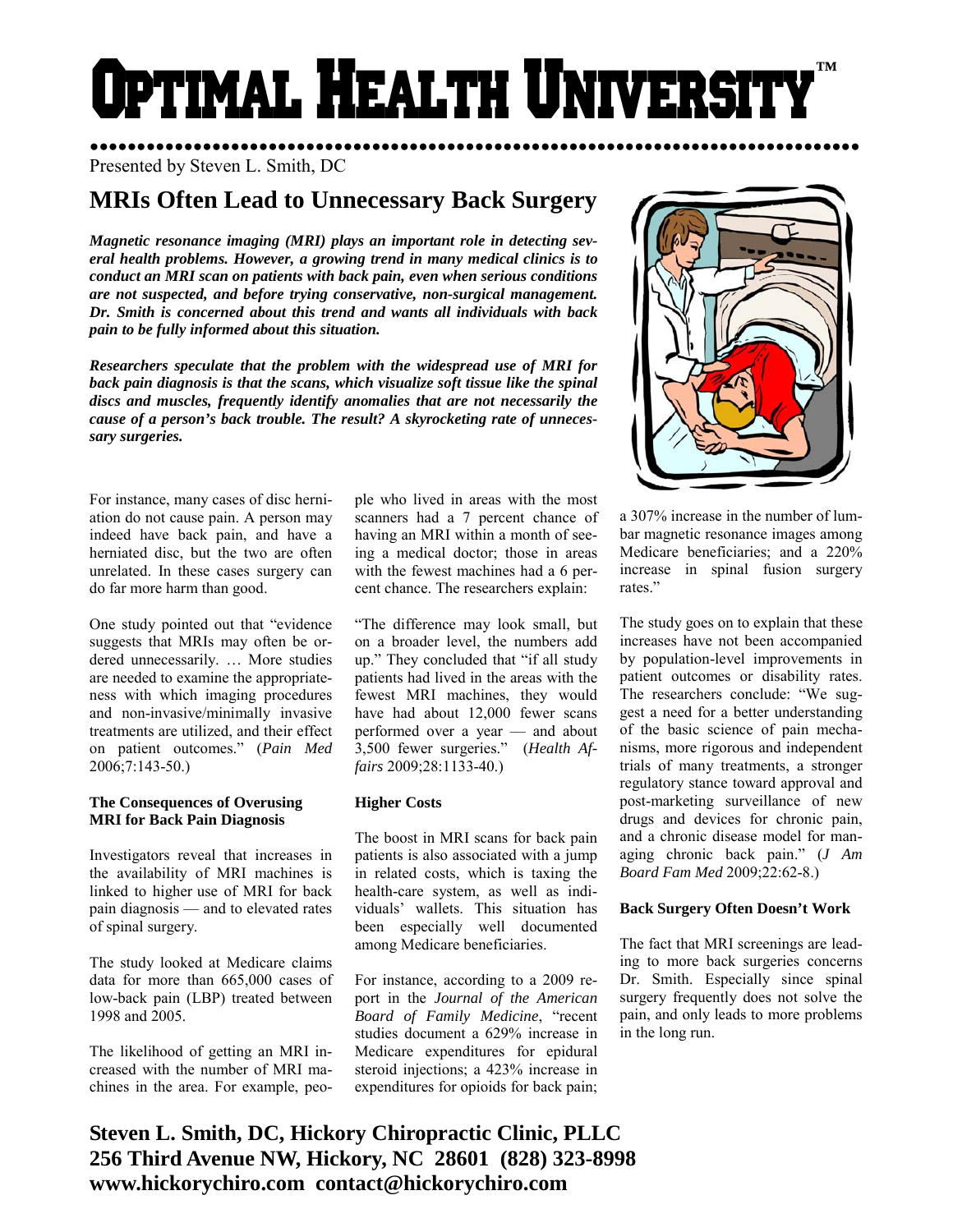# Optimal Health University™

Presented by Steven L. Smith, DC

## MRIs Often Lead to Unnecessary Back Surgery

***Magnetic resonance imaging (MRI) plays an important role in detecting several health problems. However, a growing trend in many medical clinics is to conduct an MRI scan on patients with back pain, even when serious conditions are not suspected, and before trying conservative, non-surgical management. Dr. Smith is concerned about this trend and wants all individuals with back pain to be fully informed about this situation.***

***Researchers speculate that the problem with the widespread use of MRI for back pain diagnosis is that the scans, which visualize soft tissue like the spinal discs and muscles, frequently identify anomalies that are not necessarily the cause of a person's back trouble. The result? A skyrocketing rate of unnecessary surgeries.***

For instance, many cases of disc herniation do not cause pain. A person may indeed have back pain, and have a herniated disc, but the two are often unrelated. In these cases surgery can do far more harm than good.

One study pointed out that "evidence suggests that MRIs may often be ordered unnecessarily. … More studies are needed to examine the appropriateness with which imaging procedures and non-invasive/minimally invasive treatments are utilized, and their effect on patient outcomes." (*Pain Med* 2006;7:143-50.)

**The Consequences of Overusing MRI for Back Pain Diagnosis**

Investigators reveal that increases in the availability of MRI machines is linked to higher use of MRI for back pain diagnosis — and to elevated rates of spinal surgery.

The study looked at Medicare claims data for more than 665,000 cases of low-back pain (LBP) treated between 1998 and 2005.

The likelihood of getting an MRI increased with the number of MRI machines in the area. For example, people who lived in areas with the most scanners had a 7 percent chance of having an MRI within a month of seeing a medical doctor; those in areas with the fewest machines had a 6 percent chance. The researchers explain:

"The difference may look small, but on a broader level, the numbers add up." They concluded that "if all study patients had lived in the areas with the fewest MRI machines, they would have had about 12,000 fewer scans performed over a year — and about 3,500 fewer surgeries." (*Health Affairs* 2009;28:1133-40.)

**Higher Costs**

The boost in MRI scans for back pain patients is also associated with a jump in related costs, which is taxing the health-care system, as well as individuals' wallets. This situation has been especially well documented among Medicare beneficiaries.

For instance, according to a 2009 report in the *Journal of the American Board of Family Medicine*, "recent studies document a 629% increase in Medicare expenditures for epidural steroid injections; a 423% increase in expenditures for opioids for back pain; a 307% increase in the number of lumbar magnetic resonance images among Medicare beneficiaries; and a 220% increase in spinal fusion surgery rates."

The study goes on to explain that these increases have not been accompanied by population-level improvements in patient outcomes or disability rates. The researchers conclude: "We suggest a need for a better understanding of the basic science of pain mechanisms, more rigorous and independent trials of many treatments, a stronger regulatory stance toward approval and post-marketing surveillance of new drugs and devices for chronic pain, and a chronic disease model for managing chronic back pain." (*J Am Board Fam Med* 2009;22:62-8.)

**Back Surgery Often Doesn't Work**

The fact that MRI screenings are leading to more back surgeries concerns Dr. Smith. Especially since spinal surgery frequently does not solve the pain, and only leads to more problems in the long run.

**Steven L. Smith, DC, Hickory Chiropractic Clinic, PLLC**
**256 Third Avenue NW, Hickory, NC 28601 (828) 323-8998**
**www.hickorychiro.com contact@hickorychiro.com**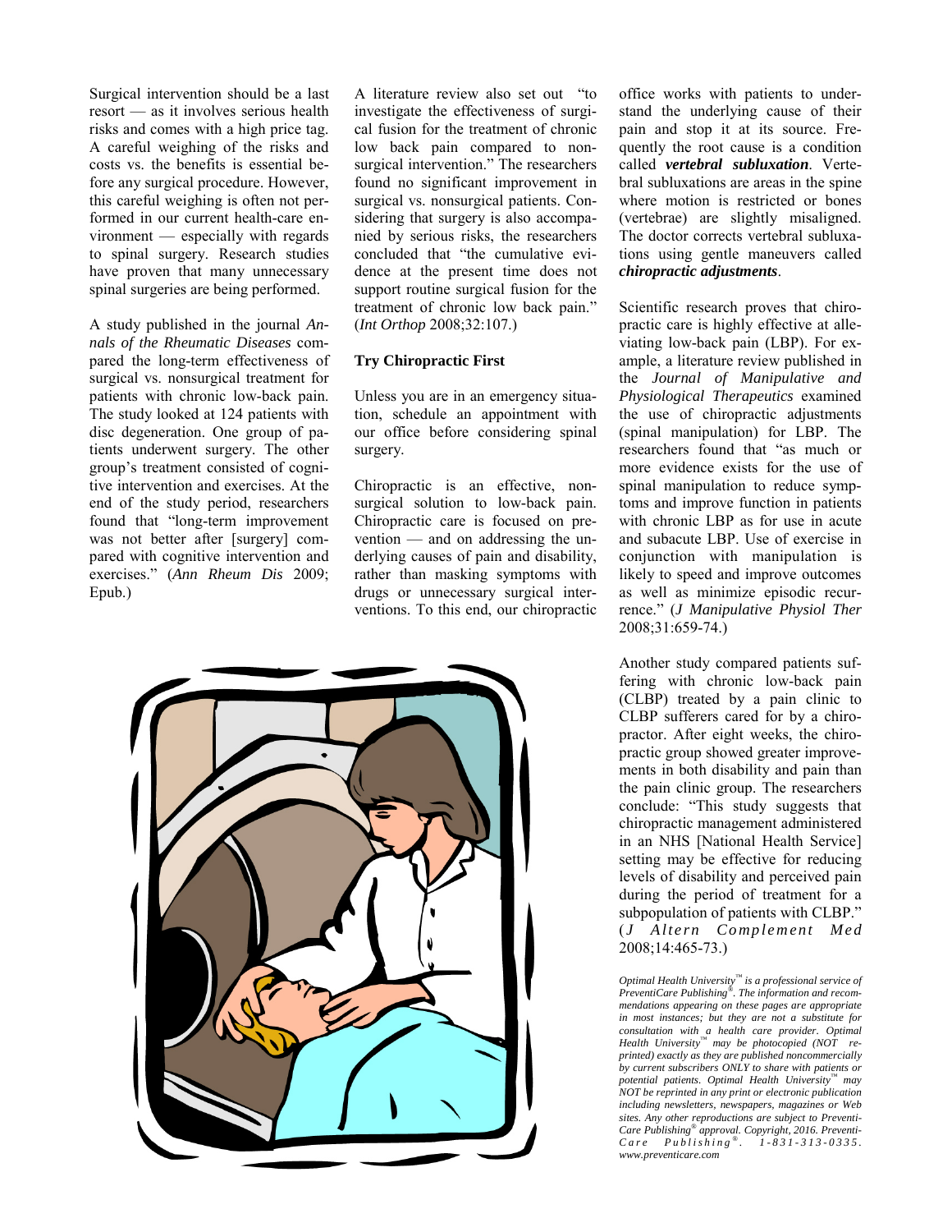Surgical intervention should be a last resort — as it involves serious health risks and comes with a high price tag. A careful weighing of the risks and costs vs. the benefits is essential before any surgical procedure. However, this careful weighing is often not performed in our current health-care environment — especially with regards to spinal surgery. Research studies have proven that many unnecessary spinal surgeries are being performed.

A study published in the journal *Annals of the Rheumatic Diseases* compared the long-term effectiveness of surgical vs. nonsurgical treatment for patients with chronic low-back pain. The study looked at 124 patients with disc degeneration. One group of patients underwent surgery. The other group's treatment consisted of cognitive intervention and exercises. At the end of the study period, researchers found that "long-term improvement was not better after [surgery] compared with cognitive intervention and exercises." (*Ann Rheum Dis* 2009; Epub.)

A literature review also set out "to investigate the effectiveness of surgical fusion for the treatment of chronic low back pain compared to nonsurgical intervention." The researchers found no significant improvement in surgical vs. nonsurgical patients. Considering that surgery is also accompanied by serious risks, the researchers concluded that "the cumulative evidence at the present time does not support routine surgical fusion for the treatment of chronic low back pain." (*Int Orthop* 2008;32:107.)

### Try Chiropractic First

Unless you are in an emergency situation, schedule an appointment with our office before considering spinal surgery.

Chiropractic is an effective, nonsurgical solution to low-back pain. Chiropractic care is focused on prevention — and on addressing the underlying causes of pain and disability, rather than masking symptoms with drugs or unnecessary surgical interventions. To this end, our chiropractic office works with patients to understand the underlying cause of their pain and stop it at its source. Frequently the root cause is a condition called ***vertebral subluxation***. Vertebral subluxations are areas in the spine where motion is restricted or bones (vertebrae) are slightly misaligned. The doctor corrects vertebral subluxations using gentle maneuvers called ***chiropractic adjustments***.

Scientific research proves that chiropractic care is highly effective at alleviating low-back pain (LBP). For example, a literature review published in the *Journal of Manipulative and Physiological Therapeutics* examined the use of chiropractic adjustments (spinal manipulation) for LBP. The researchers found that "as much or more evidence exists for the use of spinal manipulation to reduce symptoms and improve function in patients with chronic LBP as for use in acute and subacute LBP. Use of exercise in conjunction with manipulation is likely to speed and improve outcomes as well as minimize episodic recurrence." (*J Manipulative Physiol Ther* 2008;31:659-74.)

Another study compared patients suffering with chronic low-back pain (CLBP) treated by a pain clinic to CLBP sufferers cared for by a chiropractor. After eight weeks, the chiropractic group showed greater improvements in both disability and pain than the pain clinic group. The researchers conclude: "This study suggests that chiropractic management administered in an NHS [National Health Service] setting may be effective for reducing levels of disability and perceived pain during the period of treatment for a subpopulation of patients with CLBP." (*J Altern Complement Med* 2008;14:465-73.)

*Optimal Health University™ is a professional service of PreventiCare Publishing®. The information and recommendations appearing on these pages are appropriate in most instances; but they are not a substitute for consultation with a health care provider. Optimal Health University™ may be photocopied (NOT reprinted) exactly as they are published noncommercially by current subscribers ONLY to share with patients or potential patients. Optimal Health University™ may NOT be reprinted in any print or electronic publication including newsletters, newspapers, magazines or Web sites. Any other reproductions are subject to PreventiCare Publishing® approval. Copyright, 2016. PreventiCare Publishing®. 1-831-313-0335. www.preventicare.com*